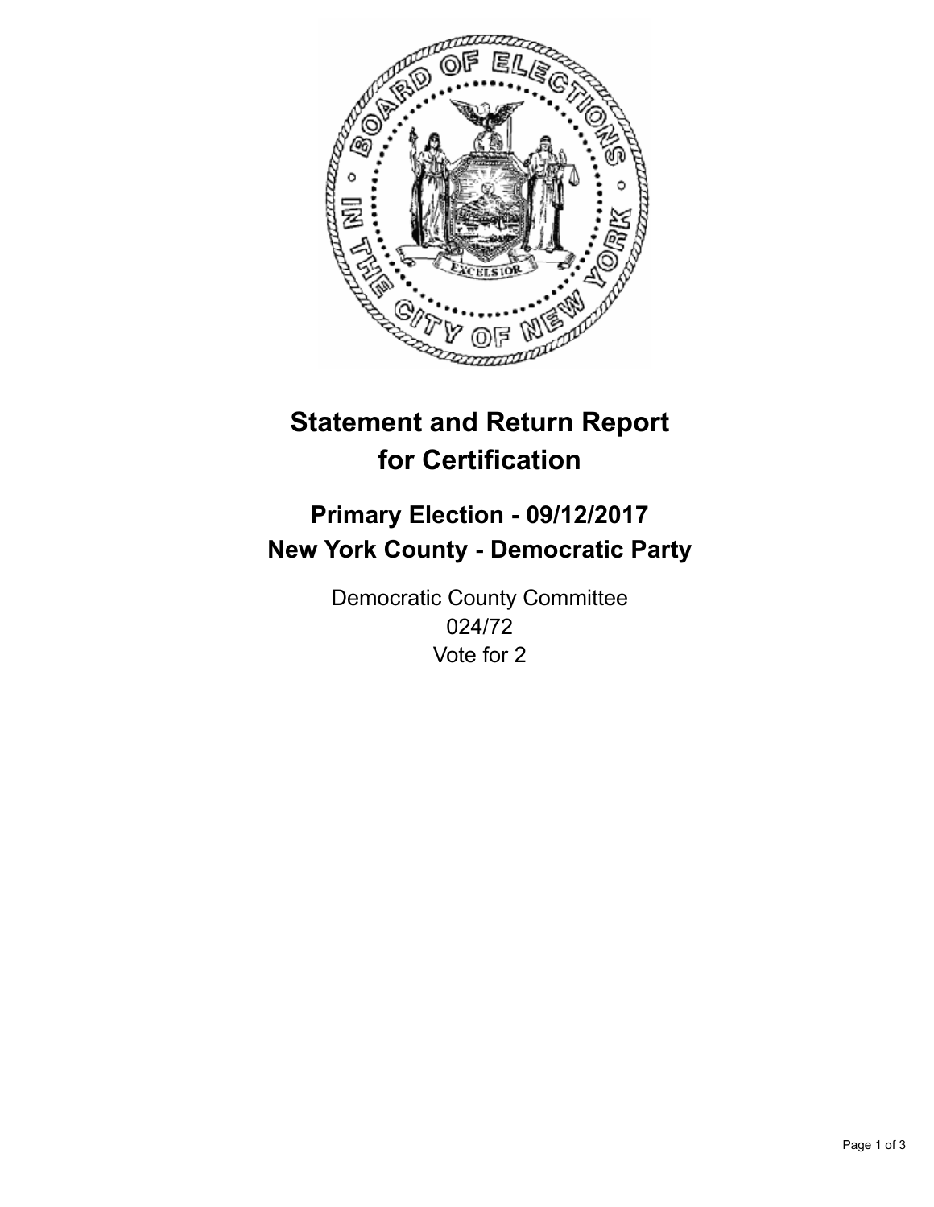# Statement and Return Report for Certification

## Primary Election - 09/12/2017
## New York County - Democratic Party

Democratic County Committee
024/72
Vote for 2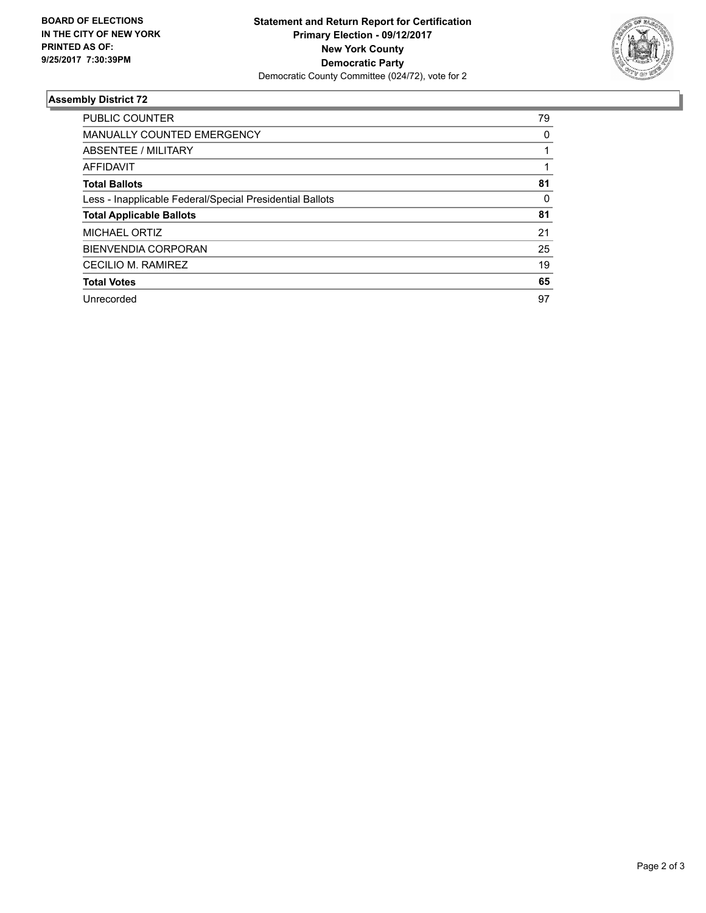**BOARD OF ELECTIONS IN THE CITY OF NEW YORK PRINTED AS OF: 9/25/2017 7:30:39PM**

**Statement and Return Report for Certification**
**Primary Election - 09/12/2017**
**New York County**
**Democratic Party**
Democratic County Committee (024/72), vote for 2

### Assembly District 72

| | |
|---|---|
| PUBLIC COUNTER | 79 |
| MANUALLY COUNTED EMERGENCY | 0 |
| ABSENTEE / MILITARY | 1 |
| AFFIDAVIT | 1 |
| **Total Ballots** | **81** |
| Less - Inapplicable Federal/Special Presidential Ballots | 0 |
| **Total Applicable Ballots** | **81** |
| MICHAEL ORTIZ | 21 |
| BIENVENDIA CORPORAN | 25 |
| CECILIO M. RAMIREZ | 19 |
| **Total Votes** | **65** |
| Unrecorded | 97 |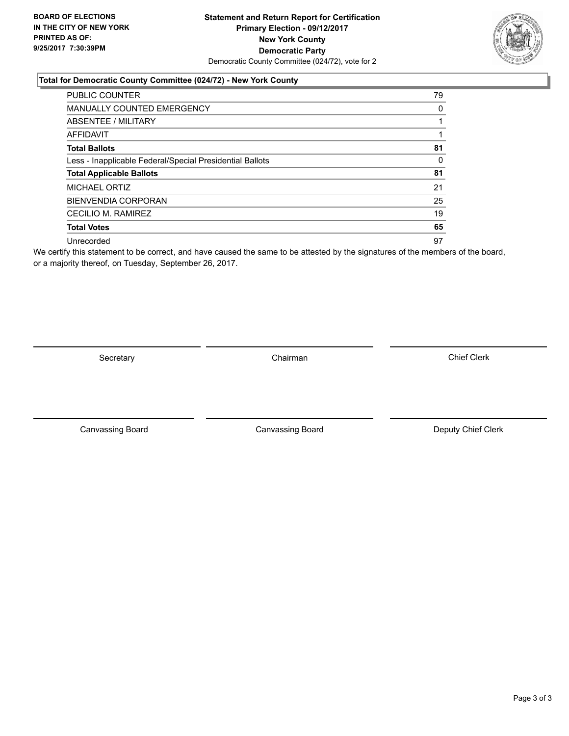**BOARD OF ELECTIONS IN THE CITY OF NEW YORK PRINTED AS OF: 9/25/2017 7:30:39PM**

**Statement and Return Report for Certification**
**Primary Election - 09/12/2017**
**New York County**
**Democratic Party**
Democratic County Committee (024/72), vote for 2

### Total for Democratic County Committee (024/72) - New York County

| | |
|---|---|
| PUBLIC COUNTER | 79 |
| MANUALLY COUNTED EMERGENCY | 0 |
| ABSENTEE / MILITARY | 1 |
| AFFIDAVIT | 1 |
| **Total Ballots** | **81** |
| Less - Inapplicable Federal/Special Presidential Ballots | 0 |
| **Total Applicable Ballots** | **81** |
| MICHAEL ORTIZ | 21 |
| BIENVENDIA CORPORAN | 25 |
| CECILIO M. RAMIREZ | 19 |
| **Total Votes** | **65** |
| Unrecorded | 97 |

We certify this statement to be correct, and have caused the same to be attested by the signatures of the members of the board, or a majority thereof, on Tuesday, September 26, 2017.

Secretary

Chairman

Chief Clerk

Canvassing Board

Canvassing Board

Deputy Chief Clerk